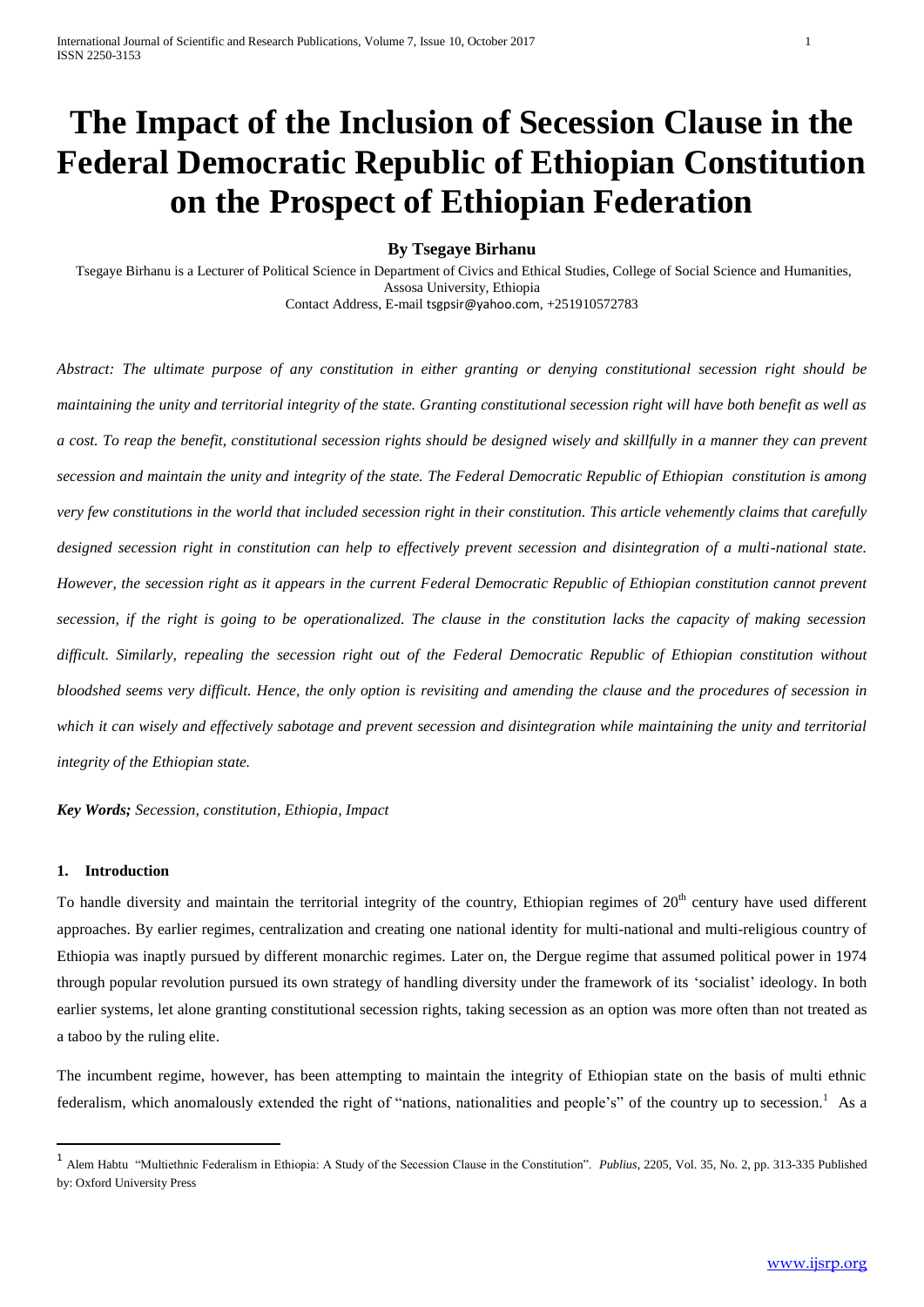# The Impact of the Inclusion of Secession Clause in the Federal Democratic Republic of Ethiopian Constitution on the Prospect of Ethiopian Federation

**By Tsegaye Birhanu**

Tsegaye Birhanu is a Lecturer of Political Science in Department of Civics and Ethical Studies, College of Social Science and Humanities, Assosa University, Ethiopia
Contact Address, E-mail tsgpsir@yahoo.com, +251910572783

*Abstract: The ultimate purpose of any constitution in either granting or denying constitutional secession right should be maintaining the unity and territorial integrity of the state. Granting constitutional secession right will have both benefit as well as a cost. To reap the benefit, constitutional secession rights should be designed wisely and skillfully in a manner they can prevent secession and maintain the unity and integrity of the state. The Federal Democratic Republic of Ethiopian constitution is among very few constitutions in the world that included secession right in their constitution. This article vehemently claims that carefully designed secession right in constitution can help to effectively prevent secession and disintegration of a multi-national state. However, the secession right as it appears in the current Federal Democratic Republic of Ethiopian constitution cannot prevent secession, if the right is going to be operationalized. The clause in the constitution lacks the capacity of making secession difficult. Similarly, repealing the secession right out of the Federal Democratic Republic of Ethiopian constitution without bloodshed seems very difficult. Hence, the only option is revisiting and amending the clause and the procedures of secession in which it can wisely and effectively sabotage and prevent secession and disintegration while maintaining the unity and territorial integrity of the Ethiopian state.*

***Key Words;*** *Secession, constitution, Ethiopia, Impact*

## 1. Introduction

To handle diversity and maintain the territorial integrity of the country, Ethiopian regimes of 20th century have used different approaches. By earlier regimes, centralization and creating one national identity for multi-national and multi-religious country of Ethiopia was inaptly pursued by different monarchic regimes. Later on, the Dergue regime that assumed political power in 1974 through popular revolution pursued its own strategy of handling diversity under the framework of its 'socialist' ideology. In both earlier systems, let alone granting constitutional secession rights, taking secession as an option was more often than not treated as a taboo by the ruling elite.

The incumbent regime, however, has been attempting to maintain the integrity of Ethiopian state on the basis of multi ethnic federalism, which anomalously extended the right of "nations, nationalities and people's" of the country up to secession.[1] As a

[1] Alem Habtu "Multiethnic Federalism in Ethiopia: A Study of the Secession Clause in the Constitution". *Publius*, 2205, Vol. 35, No. 2, pp. 313-335 Published by: Oxford University Press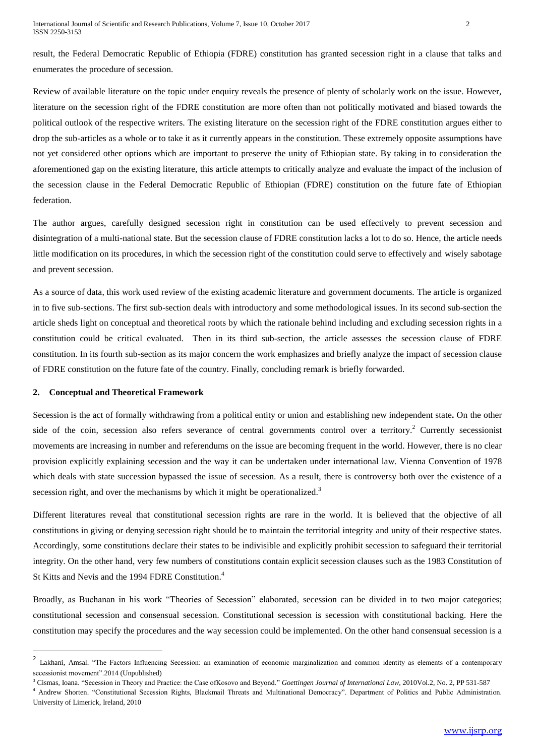result, the Federal Democratic Republic of Ethiopia (FDRE) constitution has granted secession right in a clause that talks and enumerates the procedure of secession.

Review of available literature on the topic under enquiry reveals the presence of plenty of scholarly work on the issue. However, literature on the secession right of the FDRE constitution are more often than not politically motivated and biased towards the political outlook of the respective writers. The existing literature on the secession right of the FDRE constitution argues either to drop the sub-articles as a whole or to take it as it currently appears in the constitution. These extremely opposite assumptions have not yet considered other options which are important to preserve the unity of Ethiopian state. By taking in to consideration the aforementioned gap on the existing literature, this article attempts to critically analyze and evaluate the impact of the inclusion of the secession clause in the Federal Democratic Republic of Ethiopian (FDRE) constitution on the future fate of Ethiopian federation.

The author argues, carefully designed secession right in constitution can be used effectively to prevent secession and disintegration of a multi-national state. But the secession clause of FDRE constitution lacks a lot to do so. Hence, the article needs little modification on its procedures, in which the secession right of the constitution could serve to effectively and wisely sabotage and prevent secession.

As a source of data, this work used review of the existing academic literature and government documents. The article is organized in to five sub-sections. The first sub-section deals with introductory and some methodological issues. In its second sub-section the article sheds light on conceptual and theoretical roots by which the rationale behind including and excluding secession rights in a constitution could be critical evaluated. Then in its third sub-section, the article assesses the secession clause of FDRE constitution. In its fourth sub-section as its major concern the work emphasizes and briefly analyze the impact of secession clause of FDRE constitution on the future fate of the country. Finally, concluding remark is briefly forwarded.

## 2. Conceptual and Theoretical Framework

Secession is the act of formally withdrawing from a political entity or union and establishing new independent state**.** On the other side of the coin, secession also refers severance of central governments control over a territory.[2] Currently secessionist movements are increasing in number and referendums on the issue are becoming frequent in the world. However, there is no clear provision explicitly explaining secession and the way it can be undertaken under international law. Vienna Convention of 1978 which deals with state succession bypassed the issue of secession. As a result, there is controversy both over the existence of a secession right, and over the mechanisms by which it might be operationalized.[3]

Different literatures reveal that constitutional secession rights are rare in the world. It is believed that the objective of all constitutions in giving or denying secession right should be to maintain the territorial integrity and unity of their respective states. Accordingly, some constitutions declare their states to be indivisible and explicitly prohibit secession to safeguard their territorial integrity. On the other hand, very few numbers of constitutions contain explicit secession clauses such as the 1983 Constitution of St Kitts and Nevis and the 1994 FDRE Constitution.[4]

Broadly, as Buchanan in his work "Theories of Secession" elaborated, secession can be divided in to two major categories; constitutional secession and consensual secession. Constitutional secession is secession with constitutional backing. Here the constitution may specify the procedures and the way secession could be implemented. On the other hand consensual secession is a

---

[2] Lakhani, Amsal. "The Factors Influencing Secession: an examination of economic marginalization and common identity as elements of a contemporary secessionist movement".2014 (Unpublished)

[3] Cismas, Ioana. "Secession in Theory and Practice: the Case ofKosovo and Beyond." *Goettingen Journal of International Law*, 2010Vol.2, No. 2, PP 531-587

[4] Andrew Shorten. "Constitutional Secession Rights, Blackmail Threats and Multinational Democracy". Department of Politics and Public Administration. University of Limerick, Ireland, 2010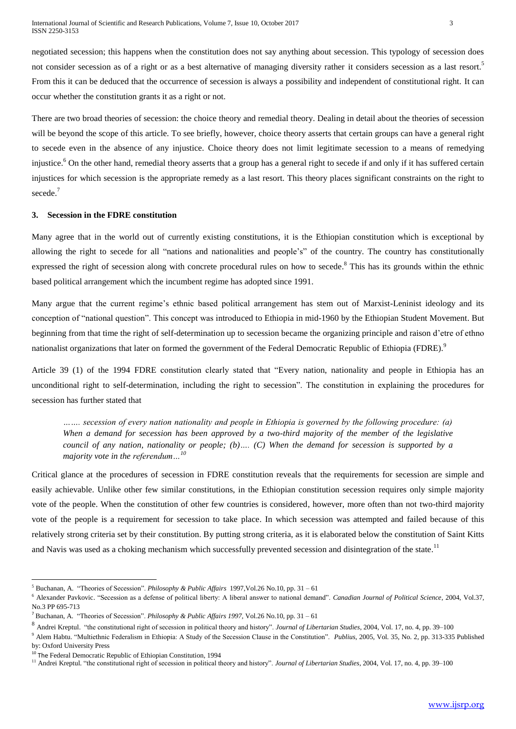negotiated secession; this happens when the constitution does not say anything about secession. This typology of secession does not consider secession as of a right or as a best alternative of managing diversity rather it considers secession as a last resort.[5] From this it can be deduced that the occurrence of secession is always a possibility and independent of constitutional right. It can occur whether the constitution grants it as a right or not.

There are two broad theories of secession: the choice theory and remedial theory. Dealing in detail about the theories of secession will be beyond the scope of this article. To see briefly, however, choice theory asserts that certain groups can have a general right to secede even in the absence of any injustice. Choice theory does not limit legitimate secession to a means of remedying injustice.[6] On the other hand, remedial theory asserts that a group has a general right to secede if and only if it has suffered certain injustices for which secession is the appropriate remedy as a last resort. This theory places significant constraints on the right to secede.[7]

### 3. Secession in the FDRE constitution

Many agree that in the world out of currently existing constitutions, it is the Ethiopian constitution which is exceptional by allowing the right to secede for all "nations and nationalities and people's" of the country. The country has constitutionally expressed the right of secession along with concrete procedural rules on how to secede.[8] This has its grounds within the ethnic based political arrangement which the incumbent regime has adopted since 1991.

Many argue that the current regime's ethnic based political arrangement has stem out of Marxist-Leninist ideology and its conception of "national question". This concept was introduced to Ethiopia in mid-1960 by the Ethiopian Student Movement. But beginning from that time the right of self-determination up to secession became the organizing principle and raison d'etre of ethno nationalist organizations that later on formed the government of the Federal Democratic Republic of Ethiopia (FDRE).[9]

Article 39 (1) of the 1994 FDRE constitution clearly stated that "Every nation, nationality and people in Ethiopia has an unconditional right to self-determination, including the right to secession". The constitution in explaining the procedures for secession has further stated that

> *……. secession of every nation nationality and people in Ethiopia is governed by the following procedure: (a) When a demand for secession has been approved by a two-third majority of the member of the legislative council of any nation, nationality or people; (b)…. (C) When the demand for secession is supported by a majority vote in the referendum…*[10]

Critical glance at the procedures of secession in FDRE constitution reveals that the requirements for secession are simple and easily achievable. Unlike other few similar constitutions, in the Ethiopian constitution secession requires only simple majority vote of the people. When the constitution of other few countries is considered, however, more often than not two-third majority vote of the people is a requirement for secession to take place. In which secession was attempted and failed because of this relatively strong criteria set by their constitution. By putting strong criteria, as it is elaborated below the constitution of Saint Kitts and Navis was used as a choking mechanism which successfully prevented secession and disintegration of the state.[11]

---

[5] Buchanan, A. "Theories of Secession". *Philosophy & Public Affairs* 1997,Vol.26 No.10, pp. 31 – 61

[6] Alexander Pavkovic. "Secession as a defense of political liberty: A liberal answer to national demand". *Canadian Journal of Political Science*, 2004, Vol.37, No.3 PP 695-713

[7] Buchanan, A. "Theories of Secession". *Philosophy & Public Affairs 1997*, Vol.26 No.10, pp. 31 – 61

[8] Andrei Kreptul. "the constitutional right of secession in political theory and history". *Journal of Libertarian Studies*, 2004, Vol. 17, no. 4, pp. 39–100

[9] Alem Habtu. "Multiethnic Federalism in Ethiopia: A Study of the Secession Clause in the Constitution". *Publius*, 2005, Vol. 35, No. 2, pp. 313-335 Published by: Oxford University Press

[10] The Federal Democratic Republic of Ethiopian Constitution, 1994

[11] Andrei Kreptul. "the constitutional right of secession in political theory and history". *Journal of Libertarian Studies*, 2004, Vol. 17, no. 4, pp. 39–100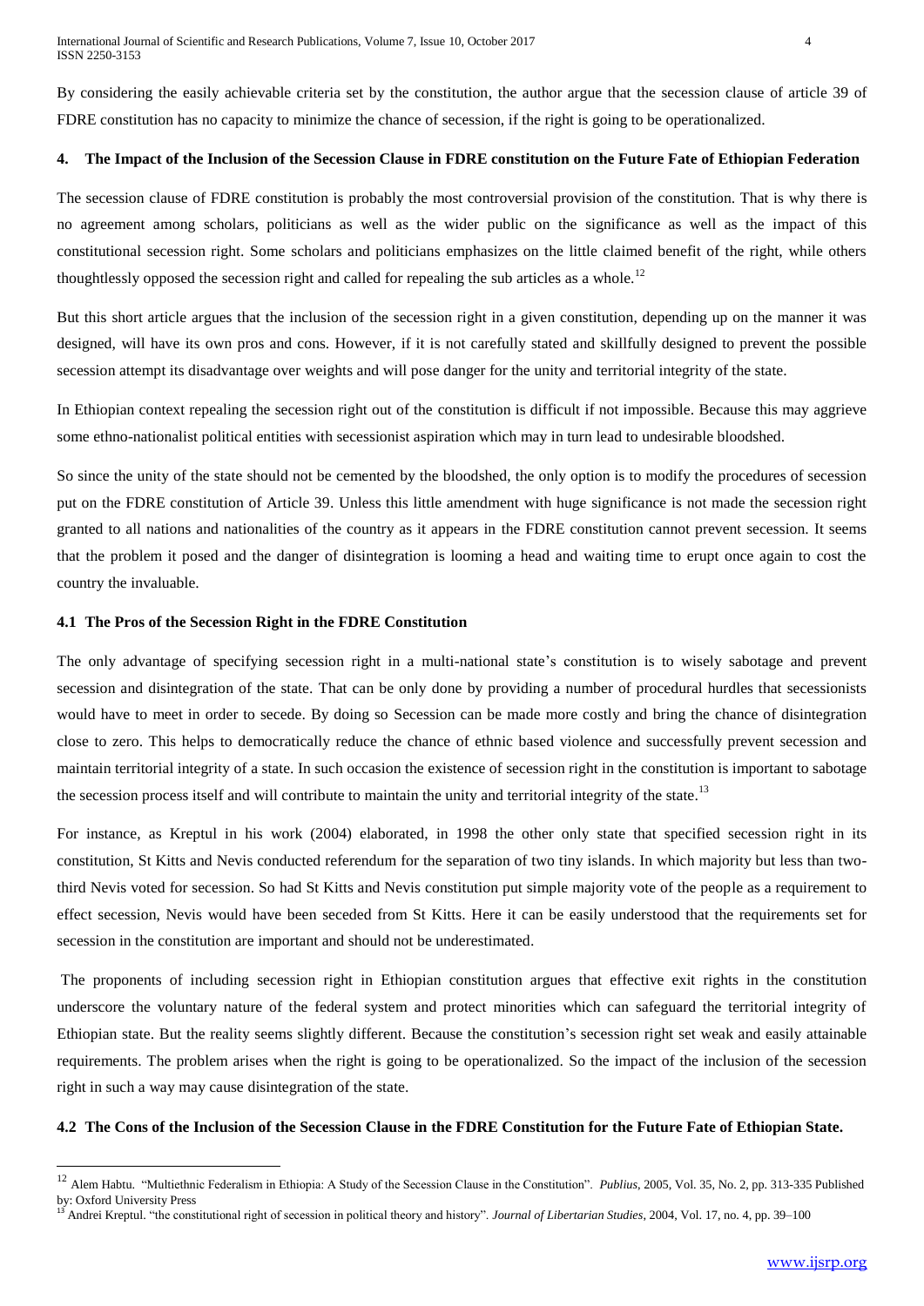By considering the easily achievable criteria set by the constitution, the author argue that the secession clause of article 39 of FDRE constitution has no capacity to minimize the chance of secession, if the right is going to be operationalized.

## 4. The Impact of the Inclusion of the Secession Clause in FDRE constitution on the Future Fate of Ethiopian Federation

The secession clause of FDRE constitution is probably the most controversial provision of the constitution. That is why there is no agreement among scholars, politicians as well as the wider public on the significance as well as the impact of this constitutional secession right. Some scholars and politicians emphasizes on the little claimed benefit of the right, while others thoughtlessly opposed the secession right and called for repealing the sub articles as a whole.[12]

But this short article argues that the inclusion of the secession right in a given constitution, depending up on the manner it was designed, will have its own pros and cons. However, if it is not carefully stated and skillfully designed to prevent the possible secession attempt its disadvantage over weights and will pose danger for the unity and territorial integrity of the state.

In Ethiopian context repealing the secession right out of the constitution is difficult if not impossible. Because this may aggrieve some ethno-nationalist political entities with secessionist aspiration which may in turn lead to undesirable bloodshed.

So since the unity of the state should not be cemented by the bloodshed, the only option is to modify the procedures of secession put on the FDRE constitution of Article 39. Unless this little amendment with huge significance is not made the secession right granted to all nations and nationalities of the country as it appears in the FDRE constitution cannot prevent secession. It seems that the problem it posed and the danger of disintegration is looming a head and waiting time to erupt once again to cost the country the invaluable.

### 4.1 The Pros of the Secession Right in the FDRE Constitution

The only advantage of specifying secession right in a multi-national state's constitution is to wisely sabotage and prevent secession and disintegration of the state. That can be only done by providing a number of procedural hurdles that secessionists would have to meet in order to secede. By doing so Secession can be made more costly and bring the chance of disintegration close to zero. This helps to democratically reduce the chance of ethnic based violence and successfully prevent secession and maintain territorial integrity of a state. In such occasion the existence of secession right in the constitution is important to sabotage the secession process itself and will contribute to maintain the unity and territorial integrity of the state.[13]

For instance, as Kreptul in his work (2004) elaborated, in 1998 the other only state that specified secession right in its constitution, St Kitts and Nevis conducted referendum for the separation of two tiny islands. In which majority but less than two-third Nevis voted for secession. So had St Kitts and Nevis constitution put simple majority vote of the people as a requirement to effect secession, Nevis would have been seceded from St Kitts. Here it can be easily understood that the requirements set for secession in the constitution are important and should not be underestimated.

The proponents of including secession right in Ethiopian constitution argues that effective exit rights in the constitution underscore the voluntary nature of the federal system and protect minorities which can safeguard the territorial integrity of Ethiopian state. But the reality seems slightly different. Because the constitution's secession right set weak and easily attainable requirements. The problem arises when the right is going to be operationalized. So the impact of the inclusion of the secession right in such a way may cause disintegration of the state.

### 4.2 The Cons of the Inclusion of the Secession Clause in the FDRE Constitution for the Future Fate of Ethiopian State.

[12] Alem Habtu. "Multiethnic Federalism in Ethiopia: A Study of the Secession Clause in the Constitution". *Publius*, 2005, Vol. 35, No. 2, pp. 313-335 Published by: Oxford University Press

[13] Andrei Kreptul. "the constitutional right of secession in political theory and history". *Journal of Libertarian Studies*, 2004, Vol. 17, no. 4, pp. 39–100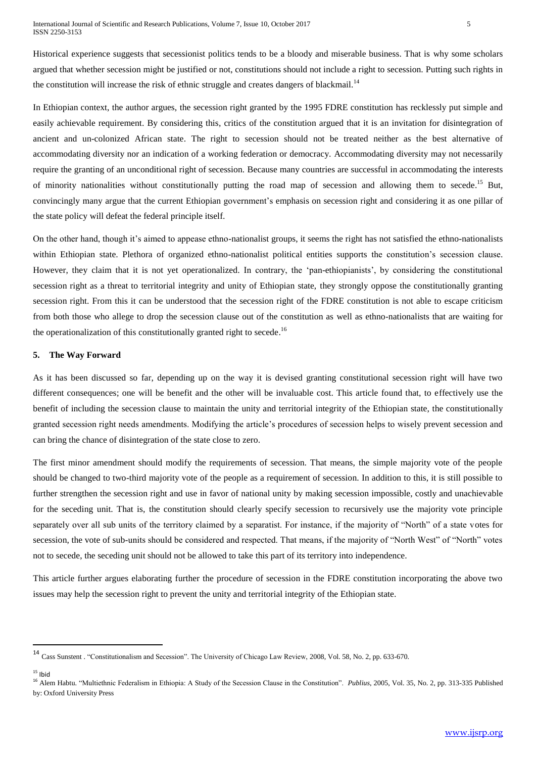Historical experience suggests that secessionist politics tends to be a bloody and miserable business. That is why some scholars argued that whether secession might be justified or not, constitutions should not include a right to secession. Putting such rights in the constitution will increase the risk of ethnic struggle and creates dangers of blackmail.[14]

In Ethiopian context, the author argues, the secession right granted by the 1995 FDRE constitution has recklessly put simple and easily achievable requirement. By considering this, critics of the constitution argued that it is an invitation for disintegration of ancient and un-colonized African state. The right to secession should not be treated neither as the best alternative of accommodating diversity nor an indication of a working federation or democracy. Accommodating diversity may not necessarily require the granting of an unconditional right of secession. Because many countries are successful in accommodating the interests of minority nationalities without constitutionally putting the road map of secession and allowing them to secede.[15] But, convincingly many argue that the current Ethiopian government's emphasis on secession right and considering it as one pillar of the state policy will defeat the federal principle itself.

On the other hand, though it's aimed to appease ethno-nationalist groups, it seems the right has not satisfied the ethno-nationalists within Ethiopian state. Plethora of organized ethno-nationalist political entities supports the constitution's secession clause. However, they claim that it is not yet operationalized. In contrary, the 'pan-ethiopianists', by considering the constitutional secession right as a threat to territorial integrity and unity of Ethiopian state, they strongly oppose the constitutionally granting secession right. From this it can be understood that the secession right of the FDRE constitution is not able to escape criticism from both those who allege to drop the secession clause out of the constitution as well as ethno-nationalists that are waiting for the operationalization of this constitutionally granted right to secede.[16]

## 5. The Way Forward

As it has been discussed so far, depending up on the way it is devised granting constitutional secession right will have two different consequences; one will be benefit and the other will be invaluable cost. This article found that, to effectively use the benefit of including the secession clause to maintain the unity and territorial integrity of the Ethiopian state, the constitutionally granted secession right needs amendments. Modifying the article's procedures of secession helps to wisely prevent secession and can bring the chance of disintegration of the state close to zero.

The first minor amendment should modify the requirements of secession. That means, the simple majority vote of the people should be changed to two-third majority vote of the people as a requirement of secession. In addition to this, it is still possible to further strengthen the secession right and use in favor of national unity by making secession impossible, costly and unachievable for the seceding unit. That is, the constitution should clearly specify secession to recursively use the majority vote principle separately over all sub units of the territory claimed by a separatist. For instance, if the majority of "North" of a state votes for secession, the vote of sub-units should be considered and respected. That means, if the majority of "North West" of "North" votes not to secede, the seceding unit should not be allowed to take this part of its territory into independence.

This article further argues elaborating further the procedure of secession in the FDRE constitution incorporating the above two issues may help the secession right to prevent the unity and territorial integrity of the Ethiopian state.

---

[14] Cass Sunstent . "Constitutionalism and Secession". The University of Chicago Law Review, 2008, Vol. 58, No. 2, pp. 633-670.

[15] Ibid

[16] Alem Habtu. "Multiethnic Federalism in Ethiopia: A Study of the Secession Clause in the Constitution". *Publius*, 2005, Vol. 35, No. 2, pp. 313-335 Published by: Oxford University Press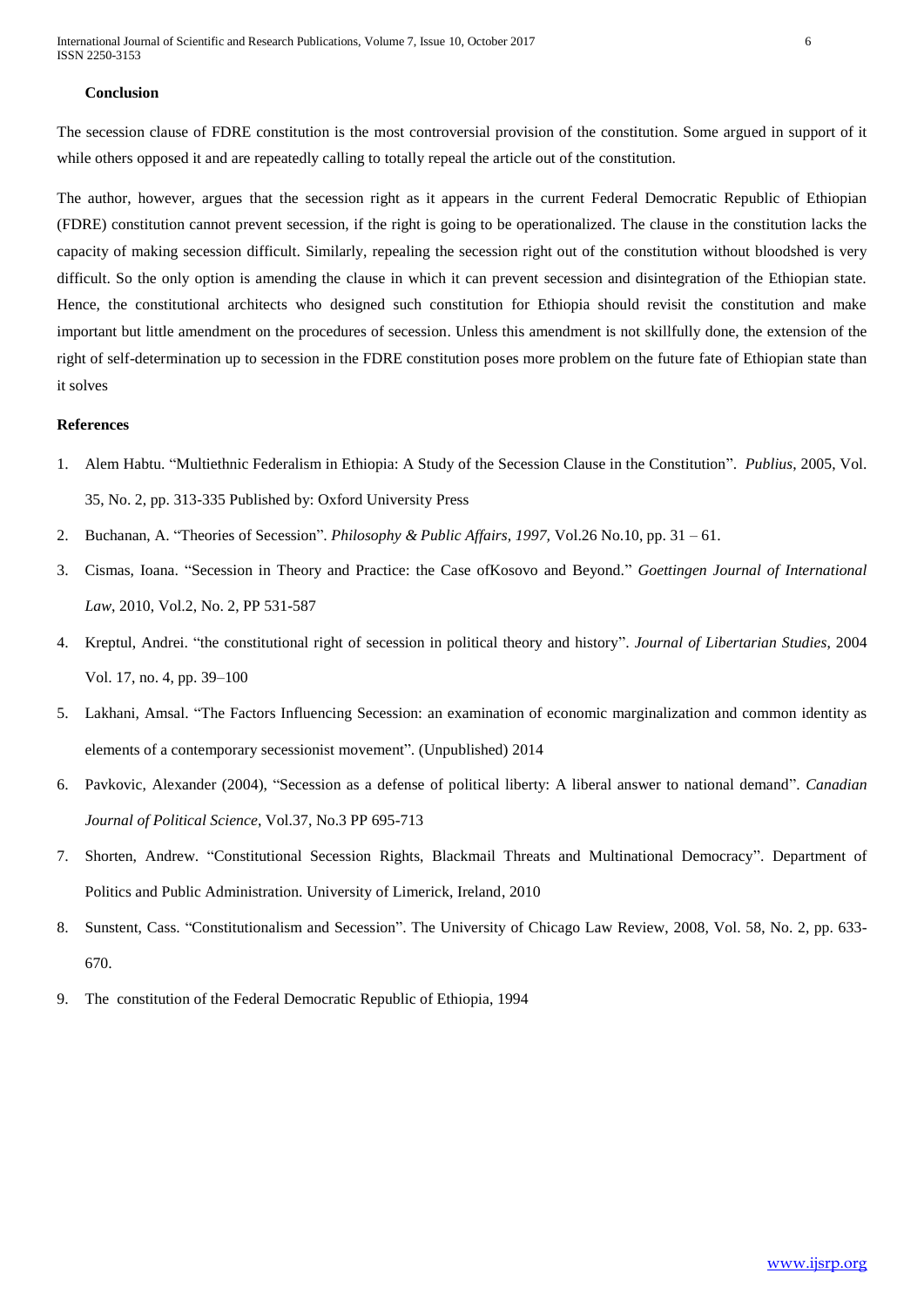## Conclusion

The secession clause of FDRE constitution is the most controversial provision of the constitution. Some argued in support of it while others opposed it and are repeatedly calling to totally repeal the article out of the constitution.

The author, however, argues that the secession right as it appears in the current Federal Democratic Republic of Ethiopian (FDRE) constitution cannot prevent secession, if the right is going to be operationalized. The clause in the constitution lacks the capacity of making secession difficult. Similarly, repealing the secession right out of the constitution without bloodshed is very difficult. So the only option is amending the clause in which it can prevent secession and disintegration of the Ethiopian state. Hence, the constitutional architects who designed such constitution for Ethiopia should revisit the constitution and make important but little amendment on the procedures of secession. Unless this amendment is not skillfully done, the extension of the right of self-determination up to secession in the FDRE constitution poses more problem on the future fate of Ethiopian state than it solves

## References

1. Alem Habtu. "Multiethnic Federalism in Ethiopia: A Study of the Secession Clause in the Constitution". *Publius*, 2005, Vol. 35, No. 2, pp. 313-335 Published by: Oxford University Press
2. Buchanan, A. "Theories of Secession". *Philosophy & Public Affairs, 1997,* Vol.26 No.10, pp. 31 – 61.
3. Cismas, Ioana. "Secession in Theory and Practice: the Case ofKosovo and Beyond." *Goettingen Journal of International Law*, 2010, Vol.2, No. 2, PP 531-587
4. Kreptul, Andrei. "the constitutional right of secession in political theory and history". *Journal of Libertarian Studies,* 2004 Vol. 17, no. 4, pp. 39–100
5. Lakhani, Amsal. "The Factors Influencing Secession: an examination of economic marginalization and common identity as elements of a contemporary secessionist movement". (Unpublished) 2014
6. Pavkovic, Alexander (2004), "Secession as a defense of political liberty: A liberal answer to national demand". *Canadian Journal of Political Science*, Vol.37, No.3 PP 695-713
7. Shorten, Andrew. "Constitutional Secession Rights, Blackmail Threats and Multinational Democracy". Department of Politics and Public Administration. University of Limerick, Ireland, 2010
8. Sunstent, Cass. "Constitutionalism and Secession". The University of Chicago Law Review, 2008, Vol. 58, No. 2, pp. 633-670.
9. The constitution of the Federal Democratic Republic of Ethiopia, 1994